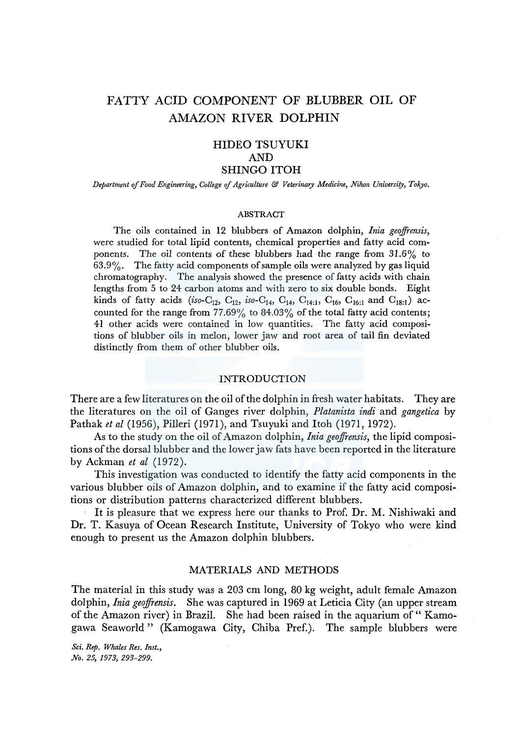# FATTY ACID COMPONENT OF BLUBBER OIL OF AMAZON RIVER DOLPHIN

HIDEO TSUYUKI
AND
SHINGO ITOH

*Department of Food Engineering, College of Agriculture & Veterinary Medicine, Nihon University, Tokyo.*

## ABSTRACT

The oils contained in 12 blubbers of Amazon dolphin, *Inia geoffrensis*, were studied for total lipid contents, chemical properties and fatty acid components. The oil contents of these blubbers had the range from 31.6% to 63.9%. The fatty acid components of sample oils were analyzed by gas liquid chromatography. The analysis showed the presence of fatty acids with chain lengths from 5 to 24 carbon atoms and with zero to six double bonds. Eight kinds of fatty acids (*iso*-$C_{12}$, $C_{12}$, *iso*-$C_{14}$, $C_{14}$, $C_{14:1}$, $C_{16}$, $C_{16:1}$ and $C_{18:1}$) accounted for the range from 77.69% to 84.03% of the total fatty acid contents; 41 other acids were contained in low quantities. The fatty acid compositions of blubber oils in melon, lower jaw and root area of tail fin deviated distinctly from them of other blubber oils.

## INTRODUCTION

There are a few literatures on the oil of the dolphin in fresh water habitats. They are the literatures on the oil of Ganges river dolphin, *Platanista indi* and *gangetica* by Pathak *et al* (1956), Pilleri (1971), and Tsuyuki and Itoh (1971, 1972).

As to the study on the oil of Amazon dolphin, *Inia geoffrensis*, the lipid compositions of the dorsal blubber and the lower jaw fats have been reported in the literature by Ackman *et al* (1972).

This investigation was conducted to identify the fatty acid components in the various blubber oils of Amazon dolphin, and to examine if the fatty acid compositions or distribution patterns characterized different blubbers.

It is pleasure that we express here our thanks to Prof. Dr. M. Nishiwaki and Dr. T. Kasuya of Ocean Research Institute, University of Tokyo who were kind enough to present us the Amazon dolphin blubbers.

## MATERIALS AND METHODS

The material in this study was a 203 cm long, 80 kg weight, adult female Amazon dolphin, *Inia geoffrensis*. She was captured in 1969 at Leticia City (an upper stream of the Amazon river) in Brazil. She had been raised in the aquarium of " Kamogawa Seaworld " (Kamogawa City, Chiba Pref.). The sample blubbers were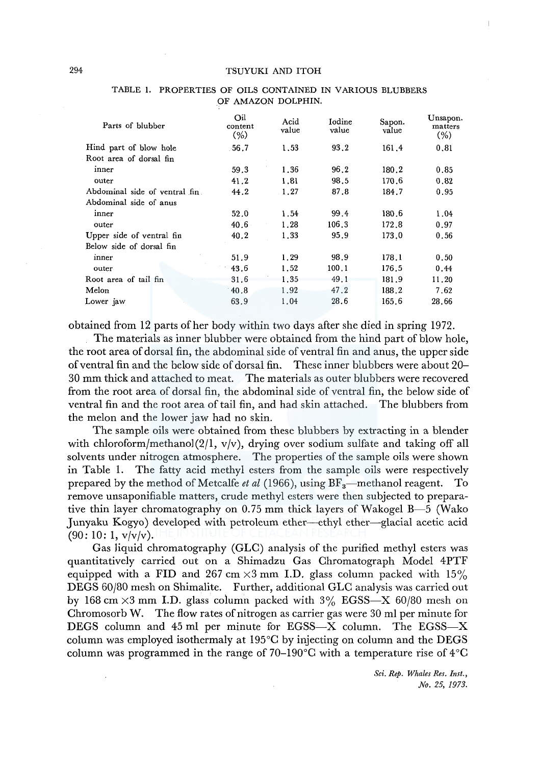TABLE 1. PROPERTIES OF OILS CONTAINED IN VARIOUS BLUBBERS OF AMAZON DOLPHIN.

| Parts of blubber | Oil content (%) | Acid value | Iodine value | Sapon. value | Unsapon. matters (%) |
|---|---|---|---|---|---|
| Hind part of blow hole | 56.7 | 1.53 | 93.2 | 161.4 | 0.81 |
| Root area of dorsal fin | | | | | |
| inner | 59.3 | 1.36 | 96.2 | 180.2 | 0.85 |
| outer | 41.2 | 1.81 | 98.5 | 170.6 | 0.82 |
| Abdominal side of ventral fin | 44.2 | 1.27 | 87.8 | 184.7 | 0.95 |
| Abdominal side of anus | | | | | |
| inner | 52.0 | 1.54 | 99.4 | 180.6 | 1.04 |
| outer | 40.6 | 1.28 | 106.3 | 172.8 | 0.97 |
| Upper side of ventral fin | 40.2 | 1.33 | 95.9 | 173.0 | 0.56 |
| Below side of dorsal fin | | | | | |
| inner | 51.9 | 1.29 | 98.9 | 178.1 | 0.50 |
| outer | 43.6 | 1.52 | 100.1 | 176.5 | 0.44 |
| Root area of tail fin | 31.6 | 1.35 | 49.1 | 181.9 | 11.20 |
| Melon | 40.8 | 1.92 | 47.2 | 188.2 | 7.62 |
| Lower jaw | 63.9 | 1.04 | 28.6 | 165.6 | 28.66 |

obtained from 12 parts of her body within two days after she died in spring 1972.

The materials as inner blubber were obtained from the hind part of blow hole, the root area of dorsal fin, the abdominal side of ventral fin and anus, the upper side of ventral fin and the below side of dorsal fin. These inner blubbers were about 20–30 mm thick and attached to meat. The materials as outer blubbers were recovered from the root area of dorsal fin, the abdominal side of ventral fin, the below side of ventral fin and the root area of tail fin, and had skin attached. The blubbers from the melon and the lower jaw had no skin.

The sample oils were obtained from these blubbers by extracting in a blender with chloroform/methanol(2/1, v/v), drying over sodium sulfate and taking off all solvents under nitrogen atmosphere. The properties of the sample oils were shown in Table 1. The fatty acid methyl esters from the sample oils were respectively prepared by the method of Metcalfe *et al* (1966), using $BF_3$—methanol reagent. To remove unsaponifiable matters, crude methyl esters were then subjected to preparative thin layer chromatography on 0.75 mm thick layers of Wakogel B—5 (Wako Junyaku Kogyo) developed with petroleum ether—ethyl ether—glacial acetic acid (90: 10: 1, v/v/v).

Gas liquid chromatography (GLC) analysis of the purified methyl esters was quantitatively carried out on a Shimadzu Gas Chromatograph Model 4PTF equipped with a FID and 267 cm $\times$3 mm I.D. glass column packed with 15% DEGS 60/80 mesh on Shimalite. Further, additional GLC analysis was carried out by 168 cm $\times$3 mm I.D. glass column packed with 3% EGSS—X 60/80 mesh on Chromosorb W. The flow rates of nitrogen as carrier gas were 30 ml per minute for DEGS column and 45 ml per minute for EGSS—X column. The EGSS—X column was employed isothermaly at 195°C by injecting on column and the DEGS column was programmed in the range of 70–190°C with a temperature rise of 4°C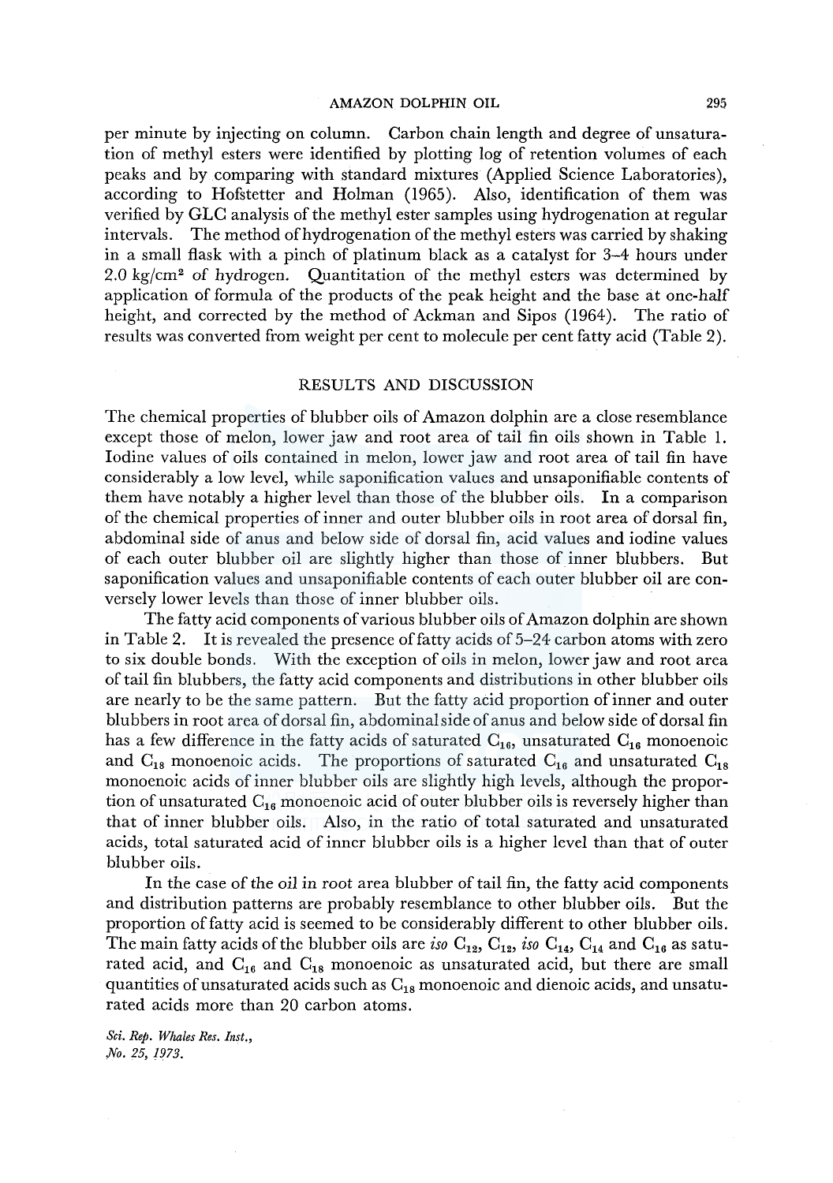per minute by injecting on column. Carbon chain length and degree of unsaturation of methyl esters were identified by plotting log of retention volumes of each peaks and by comparing with standard mixtures (Applied Science Laboratories), according to Hofstetter and Holman (1965). Also, identification of them was verified by GLC analysis of the methyl ester samples using hydrogenation at regular intervals. The method of hydrogenation of the methyl esters was carried by shaking in a small flask with a pinch of platinum black as a catalyst for 3–4 hours under 2.0 $kg/cm^2$ of hydrogen. Quantitation of the methyl esters was determined by application of formula of the products of the peak height and the base at one-half height, and corrected by the method of Ackman and Sipos (1964). The ratio of results was converted from weight per cent to molecule per cent fatty acid (Table 2).

## RESULTS AND DISCUSSION

The chemical properties of blubber oils of Amazon dolphin are a close resemblance except those of melon, lower jaw and root area of tail fin oils shown in Table 1. Iodine values of oils contained in melon, lower jaw and root area of tail fin have considerably a low level, while saponification values and unsaponifiable contents of them have notably a higher level than those of the blubber oils. In a comparison of the chemical properties of inner and outer blubber oils in root area of dorsal fin, abdominal side of anus and below side of dorsal fin, acid values and iodine values of each outer blubber oil are slightly higher than those of inner blubbers. But saponification values and unsaponifiable contents of each outer blubber oil are conversely lower levels than those of inner blubber oils.

The fatty acid components of various blubber oils of Amazon dolphin are shown in Table 2. It is revealed the presence of fatty acids of 5–24 carbon atoms with zero to six double bonds. With the exception of oils in melon, lower jaw and root area of tail fin blubbers, the fatty acid components and distributions in other blubber oils are nearly to be the same pattern. But the fatty acid proportion of inner and outer blubbers in root area of dorsal fin, abdominal side of anus and below side of dorsal fin has a few difference in the fatty acids of saturated $C_{16}$, unsaturated $C_{16}$ monoenoic and $C_{18}$ monoenoic acids. The proportions of saturated $C_{16}$ and unsaturated $C_{18}$ monoenoic acids of inner blubber oils are slightly high levels, although the proportion of unsaturated $C_{16}$ monoenoic acid of outer blubber oils is reversely higher than that of inner blubber oils. Also, in the ratio of total saturated and unsaturated acids, total saturated acid of inner blubber oils is a higher level than that of outer blubber oils.

In the case of the oil in root area blubber of tail fin, the fatty acid components and distribution patterns are probably resemblance to other blubber oils. But the proportion of fatty acid is seemed to be considerably different to other blubber oils. The main fatty acids of the blubber oils are *iso* $C_{12}$, $C_{12}$, *iso* $C_{14}$, $C_{14}$ and $C_{16}$ as saturated acid, and $C_{16}$ and $C_{18}$ monoenoic as unsaturated acid, but there are small quantities of unsaturated acids such as $C_{18}$ monoenoic and dienoic acids, and unsaturated acids more than 20 carbon atoms.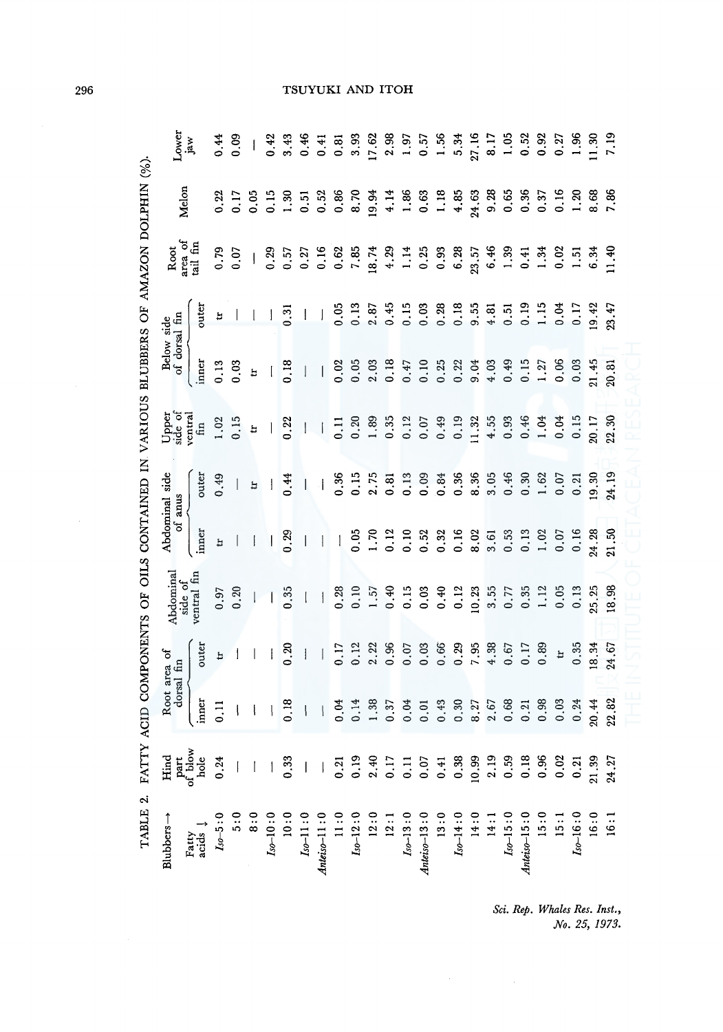TABLE 2. FATTY ACID COMPONENTS OF OILS CONTAINED IN VARIOUS BLUBBERS OF AMAZON DOLPHIN (%).

| Blubbers → Fatty acids ↓ | Hind part of blow hole | Root area of dorsal fin | | Abdominal side of ventral fin | Abdominal side of anus | | Upper side of ventral fin | Below side of dorsal fin | | Root area of tail fin | Melon | Lower jaw |
|---|---|---|---|---|---|---|---|---|---|---|---|---|
| | | inner | outer | | inner | outer | | inner | outer | | | |
| *Iso*-5:0 | 0.24 | 0.11 | tr | 0.97 | tr | 0.49 | 1.02 | 0.13 | tr | 0.79 | 0.22 | 0.44 |
| 5:0 | — | — | — | 0.20 | — | — | 0.15 | 0.03 | — | 0.07 | 0.17 | 0.09 |
| 8:0 | — | — | — | — | — | tr | tr | tr | — | — | 0.05 | — |
| *Iso*-10:0 | — | — | — | — | — | — | — | — | — | 0.29 | 0.15 | 0.42 |
| 10:0 | 0.33 | 0.18 | 0.20 | 0.35 | 0.29 | 0.44 | 0.22 | 0.18 | 0.31 | 0.57 | 1.30 | 3.43 |
| *Iso*-11:0 | — | — | — | — | — | — | — | — | — | 0.27 | 0.51 | 0.46 |
| *Anteiso*-11:0 | — | — | — | — | — | — | — | — | — | 0.16 | 0.52 | 0.41 |
| 11:0 | 0.21 | 0.04 | 0.17 | 0.28 | — | 0.36 | 0.11 | 0.02 | 0.05 | 0.62 | 0.86 | 0.81 |
| *Iso*-12:0 | 0.19 | 0.14 | 0.12 | 0.10 | 0.05 | 0.15 | 0.20 | 0.05 | 0.13 | 7.85 | 8.70 | 3.93 |
| 12:0 | 2.40 | 1.38 | 2.22 | 1.57 | 1.70 | 2.75 | 1.89 | 2.03 | 2.87 | 18.74 | 19.94 | 17.62 |
| 12:1 | 0.17 | 0.37 | 0.96 | 0.40 | 0.12 | 0.81 | 0.35 | 0.18 | 0.45 | 4.29 | 4.14 | 2.98 |
| *Iso*-13:0 | 0.11 | 0.04 | 0.07 | 0.15 | 0.10 | 0.13 | 0.12 | 0.47 | 0.15 | 1.14 | 1.86 | 1.97 |
| *Anteiso*-13:0 | 0.07 | 0.01 | 0.03 | 0.03 | 0.52 | 0.09 | 0.07 | 0.10 | 0.03 | 0.25 | 0.63 | 0.57 |
| 13:0 | 0.41 | 0.43 | 0.66 | 0.40 | 0.32 | 0.84 | 0.49 | 0.25 | 0.28 | 0.93 | 1.18 | 1.56 |
| *Iso*-14:0 | 0.38 | 0.30 | 0.29 | 0.12 | 0.16 | 0.36 | 0.19 | 0.22 | 0.18 | 6.28 | 4.85 | 5.34 |
| 14:0 | 10.99 | 8.27 | 7.95 | 10.23 | 8.02 | 8.36 | 11.32 | 9.04 | 9.55 | 23.57 | 24.63 | 27.16 |
| 14:1 | 2.19 | 2.67 | 4.38 | 3.55 | 3.61 | 3.05 | 4.55 | 4.03 | 4.81 | 6.46 | 9.28 | 8.17 |
| *Iso*-15:0 | 0.59 | 0.68 | 0.67 | 0.77 | 0.53 | 0.46 | 0.93 | 0.49 | 0.51 | 1.39 | 0.65 | 1.05 |
| *Anteiso*-15:0 | 0.18 | 0.21 | 0.17 | 0.35 | 0.13 | 0.30 | 0.46 | 0.15 | 0.19 | 0.41 | 0.36 | 0.52 |
| 15:0 | 0.96 | 0.98 | 0.89 | 1.12 | 1.02 | 1.62 | 1.04 | 1.27 | 1.15 | 1.34 | 0.37 | 0.92 |
| 15:1 | 0.02 | 0.03 | tr | 0.05 | 0.07 | 0.07 | 0.04 | 0.06 | 0.04 | 0.02 | 0.16 | 0.27 |
| *Iso*-16:0 | 0.21 | 0.24 | 0.35 | 0.13 | 0.16 | 0.21 | 0.15 | 0.03 | 0.17 | 1.51 | 1.20 | 1.96 |
| 16:0 | 21.39 | 20.44 | 18.34 | 25.25 | 24.28 | 19.30 | 20.17 | 21.45 | 19.42 | 6.34 | 8.68 | 11.30 |
| 16:1 | 24.27 | 22.82 | 24.67 | 18.98 | 21.50 | 24.19 | 22.30 | 20.81 | 23.47 | 11.40 | 7.86 | 7.19 |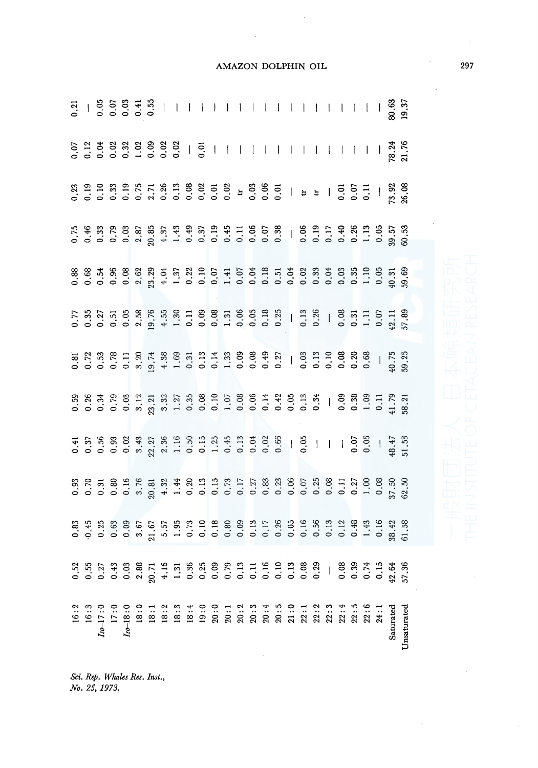| | | | | | | | | | | | | |
|---|---|---|---|---|---|---|---|---|---|---|---|---|
| 16:2 | 0.52 | 0.83 | 0.93 | 0.41 | 0.59 | 0.81 | 0.77 | 0.88 | 0.75 | 0.23 | 0.07 | 0.21 |
| 16:3 | 0.55 | 0.45 | 0.70 | 0.37 | 0.26 | 0.72 | 0.35 | 0.68 | 0.46 | 0.19 | 0.12 | — |
| *Iso*–17:0 | 0.27 | 0.25 | 0.31 | 0.56 | 0.34 | 0.53 | 0.27 | 0.54 | 0.33 | 0.10 | 0.04 | 0.05 |
| 17:0 | 0.43 | 0.63 | 0.80 | 0.93 | 0.79 | 0.78 | 0.51 | 0.96 | 0.79 | 0.33 | 0.02 | 0.07 |
| *Iso*–18:0 | 0.03 | 0.09 | 0.16 | 0.02 | 0.03 | 0.11 | 0.05 | 0.08 | 0.03 | 0.19 | 0.32 | 0.03 |
| 18:0 | 2.88 | 3.67 | 3.76 | 3.43 | 3.12 | 3.20 | 2.58 | 2.62 | 2.87 | 0.75 | 1.02 | 0.41 |
| 18:1 | 20.71 | 21.67 | 20.81 | 22.27 | 23.21 | 19.74 | 19.76 | 23.29 | 20.85 | 2.71 | 0.09 | 0.55 |
| 18:2 | 4.16 | 5.57 | 4.32 | 2.36 | 3.32 | 4.38 | 4.55 | 4.04 | 4.37 | 0.26 | 0.02 | — |
| 18:3 | 1.31 | 1.95 | 1.44 | 1.16 | 1.27 | 1.69 | 1.30 | 1.37 | 1.43 | 0.13 | 0.02 | — |
| 18:4 | 0.36 | 0.73 | 0.20 | 0.50 | 0.35 | 0.31 | 0.11 | 0.22 | 0.49 | 0.08 | — | — |
| 19:0 | 0.25 | 0.10 | 0.13 | 0.15 | 0.08 | 0.13 | 0.09 | 0.10 | 0.37 | 0.02 | 0.01 | — |
| 20:0 | 0.09 | 0.18 | 0.15 | 1.25 | 0.10 | 0.14 | 0.08 | 0.07 | 0.19 | 0.01 | — | — |
| 20:1 | 0.79 | 0.80 | 0.73 | 0.45 | 1.07 | 1.33 | 1.31 | 1.41 | 0.45 | 0.02 | — | — |
| 20:2 | 0.13 | 0.09 | 0.17 | 0.13 | 0.08 | 0.09 | 0.06 | 0.07 | 0.11 | tr | — | — |
| 20:3 | 0.11 | 0.13 | 0.27 | 0.04 | 0.06 | 0.08 | 0.05 | 0.04 | 0.06 | 0.03 | — | — |
| 20:4 | 0.16 | 0.17 | 0.83 | 0.02 | 0.14 | 0.49 | 0.18 | 0.18 | 0.07 | 0.06 | — | — |
| 20:5 | 0.10 | 0.26 | 0.23 | 0.66 | 0.42 | 0.27 | 0.25 | 0.51 | 0.38 | 0.01 | — | — |
| 21:0 | 0.13 | 0.05 | 0.06 | — | 0.05 | — | — | 0.04 | — | — | — | — |
| 22:1 | 0.08 | 0.16 | 0.07 | 0.05 | 0.13 | 0.03 | 0.13 | 0.02 | 0.06 | tr | — | — |
| 22:2 | 0.29 | 0.56 | 0.25 | — | 0.34 | 0.13 | 0.26 | 0.33 | 0.19 | tr | — | — |
| 22:3 | — | 0.13 | 0.08 | — | — | 0.10 | — | 0.04 | 0.17 | — | — | — |
| 22:4 | 0.08 | 0.12 | 0.11 | — | 0.09 | 0.08 | 0.08 | 0.03 | 0.40 | 0.01 | — | — |
| 22:5 | 0.39 | 0.48 | 0.27 | 0.07 | 0.38 | 0.20 | 0.31 | 0.35 | 0.26 | 0.07 | — | — |
| 22:6 | 0.74 | 1.43 | 1.00 | 0.06 | 1.09 | 0.68 | 1.11 | 1.10 | 1.13 | 0.11 | — | — |
| 24:1 | 0.15 | 0.16 | 0.08 | — | 0.11 | — | 0.07 | 0.05 | 0.05 | — | — | — |
| Saturated | 42.64 | 38.42 | 37.50 | 48.47 | 41.79 | 40.75 | 42.11 | 40.31 | 39.57 | 73.92 | 78.24 | 80.63 |
| Unsaturated | 57.36 | 61.58 | 62.50 | 51.53 | 58.21 | 59.25 | 57.89 | 59.69 | 60.53 | 26.08 | 21.76 | 19.37 |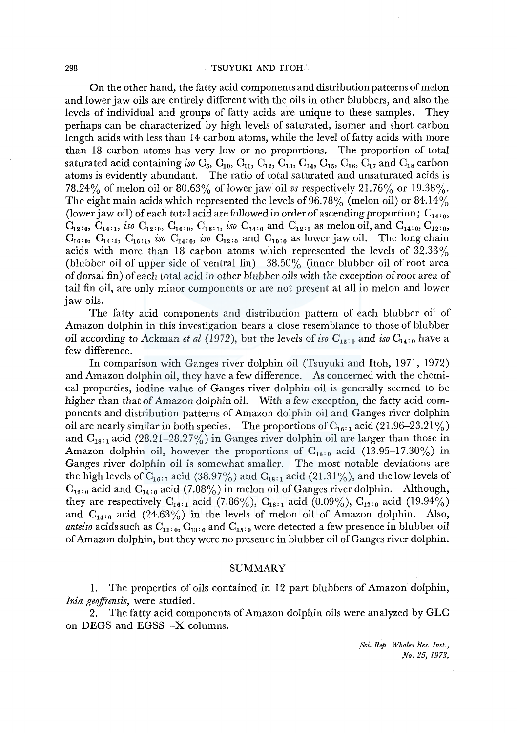On the other hand, the fatty acid components and distribution patterns of melon and lower jaw oils are entirely different with the oils in other blubbers, and also the levels of individual and groups of fatty acids are unique to these samples. They perhaps can be characterized by high levels of saturated, isomer and short carbon length acids with less than 14 carbon atoms, while the level of fatty acids with more than 18 carbon atoms has very low or no proportions. The proportion of total saturated acid containing *iso* $C_5$, $C_{10}$, $C_{11}$, $C_{12}$, $C_{13}$, $C_{14}$, $C_{15}$, $C_{16}$, $C_{17}$ and $C_{18}$ carbon atoms is evidently abundant. The ratio of total saturated and unsaturated acids is 78.24% of melon oil or 80.63% of lower jaw oil *vs* respectively 21.76% or 19.38%. The eight main acids which represented the levels of 96.78% (melon oil) or 84.14% (lower jaw oil) of each total acid are followed in order of ascending proportion; $C_{14:0}$, $C_{12:0}$, $C_{14:1}$, *iso* $C_{12:0}$, $C_{16:0}$, $C_{16:1}$, *iso* $C_{14:0}$ and $C_{12:1}$ as melon oil, and $C_{14:0}$, $C_{12:0}$, $C_{16:0}$, $C_{14:1}$, $C_{16:1}$, *iso* $C_{14:0}$, *iso* $C_{12:0}$ and $C_{10:0}$ as lower jaw oil. The long chain acids with more than 18 carbon atoms which represented the levels of 32.33% (blubber oil of ventral fin)—38.50% (inner blubber oil of root area of dorsal fin) of each total acid in other blubber oils with the exception of root area of tail fin oil, are only minor components or are not present at all in melon and lower jaw oils.

The fatty acid components and distribution pattern of each blubber oil of Amazon dolphin in this investigation bears a close resemblance to those of blubber oil according to Ackman *et al* (1972), but the levels of *iso* $C_{12:0}$ and *iso* $C_{14:0}$ have a few difference.

In comparison with Ganges river dolphin oil (Tsuyuki and Itoh, 1971, 1972) and Amazon dolphin oil, they have a few difference. As concerned with the chemical properties, iodine value of Ganges river dolphin oil is generally seemed to be higher than that of Amazon dolphin oil. With a few exception, the fatty acid components and distribution patterns of Amazon dolphin oil and Ganges river dolphin oil are nearly similar in both species. The proportions of $C_{16:1}$ acid (21.96–23.21%) and $C_{18:1}$ acid (28.21–28.27%) in Ganges river dolphin oil are larger than those in Amazon dolphin oil, however the proportions of $C_{16:0}$ acid (13.95–17.30%) in Ganges river dolphin oil is somewhat smaller. The most notable deviations are the high levels of $C_{16:1}$ acid (38.97%) and $C_{18:1}$ acid (21.31%), and the low levels of $C_{12:0}$ acid and $C_{14:0}$ acid (7.08%) in melon oil of Ganges river dolphin. Although, they are respectively $C_{16:1}$ acid (7.86%), $C_{18:1}$ acid (0.09%), $C_{12:0}$ acid (19.94%) and $C_{14:0}$ acid (24.63%) in the levels of melon oil of Amazon dolphin. Also, *anteiso* acids such as $C_{11:0}$, $C_{13:0}$ and $C_{15:0}$ were detected a few presence in blubber oil of Amazon dolphin, but they were no presence in blubber oil of Ganges river dolphin.

## SUMMARY

1. The properties of oils contained in 12 part blubbers of Amazon dolphin, *Inia geoffrensis*, were studied.

2. The fatty acid components of Amazon dolphin oils were analyzed by GLC on DEGS and EGSS—X columns.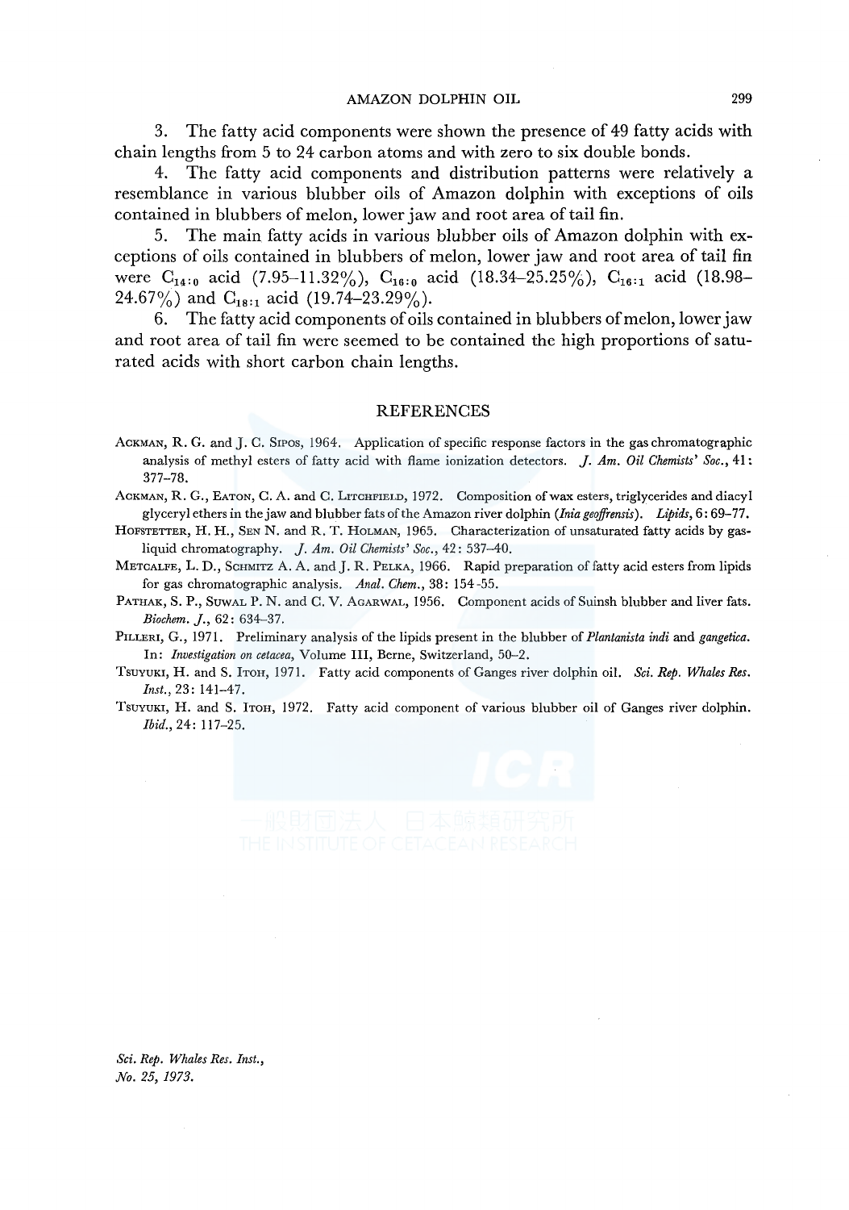3. The fatty acid components were shown the presence of 49 fatty acids with chain lengths from 5 to 24 carbon atoms and with zero to six double bonds.

4. The fatty acid components and distribution patterns were relatively a resemblance in various blubber oils of Amazon dolphin with exceptions of oils contained in blubbers of melon, lower jaw and root area of tail fin.

5. The main fatty acids in various blubber oils of Amazon dolphin with exceptions of oils contained in blubbers of melon, lower jaw and root area of tail fin were $C_{14:0}$ acid (7.95–11.32%), $C_{16:0}$ acid (18.34–25.25%), $C_{16:1}$ acid (18.98–24.67%) and $C_{18:1}$ acid (19.74–23.29%).

6. The fatty acid components of oils contained in blubbers of melon, lower jaw and root area of tail fin were seemed to be contained the high proportions of saturated acids with short carbon chain lengths.

## REFERENCES

Ackman, R. G. and J. C. Sipos, 1964. Application of specific response factors in the gas chromatographic analysis of methyl esters of fatty acid with flame ionization detectors. *J. Am. Oil Chemists' Soc.*, 41: 377–78.

Ackman, R. G., Eaton, C. A. and C. Litchfield, 1972. Composition of wax esters, triglycerides and diacyl glyceryl ethers in the jaw and blubber fats of the Amazon river dolphin (*Inia geoffrensis*). *Lipids*, 6: 69–77.

Hofstetter, H. H., Sen N. and R. T. Holman, 1965. Characterization of unsaturated fatty acids by gas-liquid chromatography. *J. Am. Oil Chemists' Soc.*, 42: 537–40.

Metcalfe, L. D., Schmitz A. A. and J. R. Pelka, 1966. Rapid preparation of fatty acid esters from lipids for gas chromatographic analysis. *Anal. Chem.*, 38: 154–55.

Pathak, S. P., Suwal P. N. and C. V. Agarwal, 1956. Component acids of Suinsh blubber and liver fats. *Biochem. J.*, 62: 634–37.

Pilleri, G., 1971. Preliminary analysis of the lipids present in the blubber of *Plantanista indi* and *gangetica*. In: *Investigation on cetacea*, Volume III, Berne, Switzerland, 50–2.

Tsuyuki, H. and S. Itoh, 1971. Fatty acid components of Ganges river dolphin oil. *Sci. Rep. Whales Res. Inst.*, 23: 141–47.

Tsuyuki, H. and S. Itoh, 1972. Fatty acid component of various blubber oil of Ganges river dolphin. *Ibid.*, 24: 117–25.